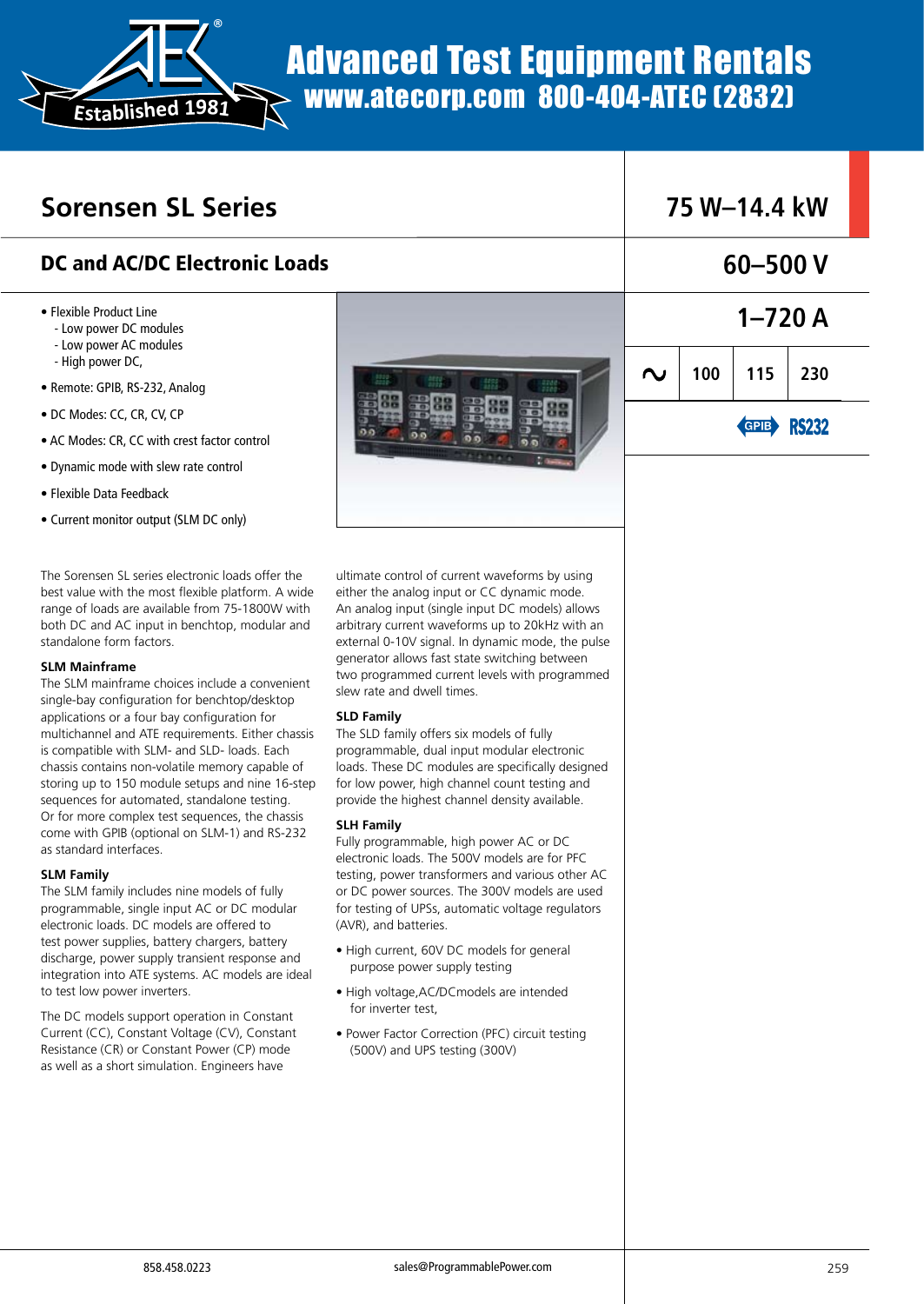# Advanced Test Equipment Rentals

www.atecorp.com 800-404-ATEC (2832)

## Sorensen SL Series

### DC and AC/DC Electronic Loads

| 75 W–14.4 kW | | | |
|---|---|---|---|
| 60–500 V | | | |
| 1–720 A | | | |
| ∿ | 100 | 115 | 230 |
| GPIB RS232 | | | |

- Flexible Product Line
  - Low power DC modules
  - Low power AC modules
  - High power DC,
- Remote: GPIB, RS-232, Analog
- DC Modes: CC, CR, CV, CP
- AC Modes: CR, CC with crest factor control
- Dynamic mode with slew rate control
- Flexible Data Feedback
- Current monitor output (SLM DC only)

The Sorensen SL series electronic loads offer the best value with the most flexible platform. A wide range of loads are available from 75-1800W with both DC and AC input in benchtop, modular and standalone form factors.

**SLM Mainframe**

The SLM mainframe choices include a convenient single-bay configuration for benchtop/desktop applications or a four bay configuration for multichannel and ATE requirements. Either chassis is compatible with SLM- and SLD- loads. Each chassis contains non-volatile memory capable of storing up to 150 module setups and nine 16-step sequences for automated, standalone testing. Or for more complex test sequences, the chassis come with GPIB (optional on SLM-1) and RS-232 as standard interfaces.

**SLM Family**

The SLM family includes nine models of fully programmable, single input AC or DC modular electronic loads. DC models are offered to test power supplies, battery chargers, battery discharge, power supply transient response and integration into ATE systems. AC models are ideal to test low power inverters.

The DC models support operation in Constant Current (CC), Constant Voltage (CV), Constant Resistance (CR) or Constant Power (CP) mode as well as a short simulation. Engineers have ultimate control of current waveforms by using either the analog input or CC dynamic mode. An analog input (single input DC models) allows arbitrary current waveforms up to 20kHz with an external 0-10V signal. In dynamic mode, the pulse generator allows fast state switching between two programmed current levels with programmed slew rate and dwell times.

**SLD Family**

The SLD family offers six models of fully programmable, dual input modular electronic loads. These DC modules are specifically designed for low power, high channel count testing and provide the highest channel density available.

**SLH Family**

Fully programmable, high power AC or DC electronic loads. The 500V models are for PFC testing, power transformers and various other AC or DC power sources. The 300V models are used for testing of UPSs, automatic voltage regulators (AVR), and batteries.

- High current, 60V DC models for general purpose power supply testing
- High voltage,AC/DCmodels are intended for inverter test,
- Power Factor Correction (PFC) circuit testing (500V) and UPS testing (300V)

858.458.0223 sales@ProgrammablePower.com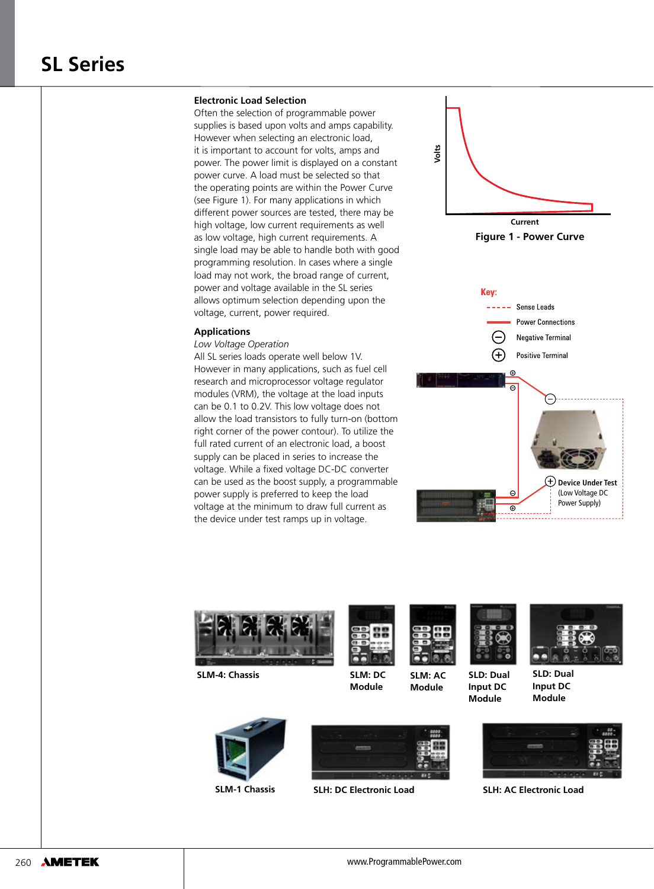# SL Series

## Electronic Load Selection

Often the selection of programmable power supplies is based upon volts and amps capability. However when selecting an electronic load, it is important to account for volts, amps and power. The power limit is displayed on a constant power curve. A load must be selected so that the operating points are within the Power Curve (see Figure 1). For many applications in which different power sources are tested, there may be high voltage, low current requirements as well as low voltage, high current requirements. A single load may be able to handle both with good programming resolution. In cases where a single load may not work, the broad range of current, power and voltage available in the SL series allows optimum selection depending upon the voltage, current, power required.

Figure 1 - Power Curve

## Applications

*Low Voltage Operation*

All SL series loads operate well below 1V. However in many applications, such as fuel cell research and microprocessor voltage regulator modules (VRM), the voltage at the load inputs can be 0.1 to 0.2V. This low voltage does not allow the load transistors to fully turn-on (bottom right corner of the power contour). To utilize the full rated current of an electronic load, a boost supply can be placed in series to increase the voltage. While a fixed voltage DC-DC converter can be used as the boost supply, a programmable power supply is preferred to keep the load voltage at the minimum to draw full current as the device under test ramps up in voltage.

Key:
- Sense Leads
- Power Connections
- Negative Terminal
- Positive Terminal

Device Under Test (Low Voltage DC Power Supply)

SLM-4: Chassis

SLM: DC Module

SLM: AC Module

SLD: Dual Input DC Module

SLD: Dual Input DC Module

SLM-1 Chassis

SLH: DC Electronic Load

SLH: AC Electronic Load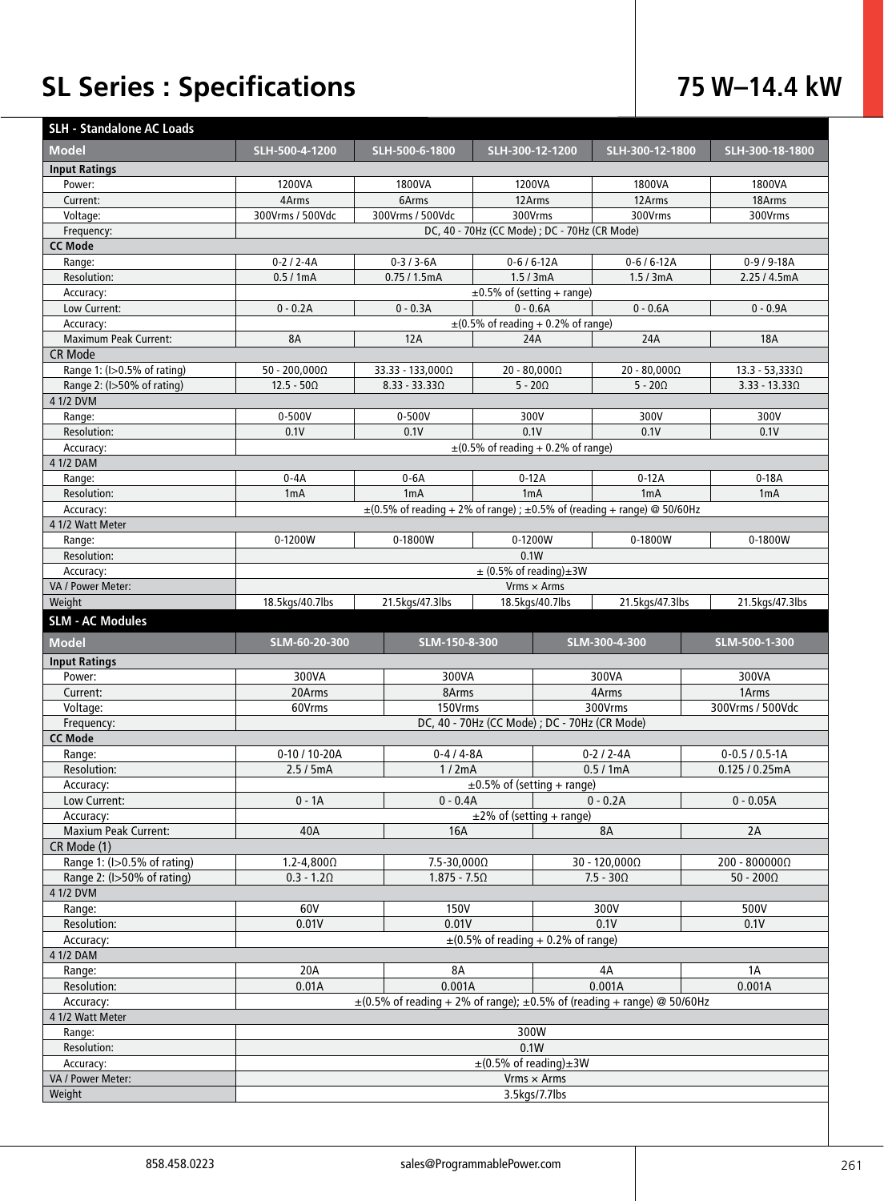# SL Series : Specifications

## 75 W–14.4 kW

### SLH - Standalone AC Loads

| Model | SLH-500-4-1200 | SLH-500-6-1800 | SLH-300-12-1200 | SLH-300-12-1800 | SLH-300-18-1800 |
|---|---|---|---|---|---|
| **Input Ratings** | | | | | |
| Power: | 1200VA | 1800VA | 1200VA | 1800VA | 1800VA |
| Current: | 4Arms | 6Arms | 12Arms | 12Arms | 18Arms |
| Voltage: | 300Vrms / 500Vdc | 300Vrms / 500Vdc | 300Vrms | 300Vrms | 300Vrms |
| Frequency: | DC, 40 - 70Hz (CC Mode) ; DC - 70Hz (CR Mode) | | | | |
| **CC Mode** | | | | | |
| Range: | 0-2 / 2-4A | 0-3 / 3-6A | 0-6 / 6-12A | 0-6 / 6-12A | 0-9 / 9-18A |
| Resolution: | 0.5 / 1mA | 0.75 / 1.5mA | 1.5 / 3mA | 1.5 / 3mA | 2.25 / 4.5mA |
| Accuracy: | ±0.5% of (setting + range) | | | | |
| Low Current: | 0 - 0.2A | 0 - 0.3A | 0 - 0.6A | 0 - 0.6A | 0 - 0.9A |
| Accuracy: | ±(0.5% of reading + 0.2% of range) | | | | |
| Maximum Peak Current: | 8A | 12A | 24A | 24A | 18A |
| CR Mode | | | | | |
| Range 1: (I>0.5% of rating) | 50 - 200,000Ω | 33.33 - 133,000Ω | 20 - 80,000Ω | 20 - 80,000Ω | 13.3 - 53,333Ω |
| Range 2: (I>50% of rating) | 12.5 - 50Ω | 8.33 - 33.33Ω | 5 - 20Ω | 5 - 20Ω | 3.33 - 13.33Ω |
| 4 1/2 DVM | | | | | |
| Range: | 0-500V | 0-500V | 300V | 300V | 300V |
| Resolution: | 0.1V | 0.1V | 0.1V | 0.1V | 0.1V |
| Accuracy: | ±(0.5% of reading + 0.2% of range) | | | | |
| 4 1/2 DAM | | | | | |
| Range: | 0-4A | 0-6A | 0-12A | 0-12A | 0-18A |
| Resolution: | 1mA | 1mA | 1mA | 1mA | 1mA |
| Accuracy: | ±(0.5% of reading + 2% of range) ; ±0.5% of (reading + range) @ 50/60Hz | | | | |
| 4 1/2 Watt Meter | | | | | |
| Range: | 0-1200W | 0-1800W | 0-1200W | 0-1800W | 0-1800W |
| Resolution: | 0.1W | | | | |
| Accuracy: | ± (0.5% of reading)±3W | | | | |
| VA / Power Meter: | Vrms × Arms | | | | |
| Weight | 18.5kgs/40.7lbs | 21.5kgs/47.3lbs | 18.5kgs/40.7lbs | 21.5kgs/47.3lbs | 21.5kgs/47.3lbs |

### SLM - AC Modules

| Model | SLM-60-20-300 | SLM-150-8-300 | SLM-300-4-300 | SLM-500-1-300 |
|---|---|---|---|---|
| **Input Ratings** | | | | |
| Power: | 300VA | 300VA | 300VA | 300VA |
| Current: | 20Arms | 8Arms | 4Arms | 1Arms |
| Voltage: | 60Vrms | 150Vrms | 300Vrms | 300Vrms / 500Vdc |
| Frequency: | DC, 40 - 70Hz (CC Mode) ; DC - 70Hz (CR Mode) | | | |
| **CC Mode** | | | | |
| Range: | 0-10 / 10-20A | 0-4 / 4-8A | 0-2 / 2-4A | 0-0.5 / 0.5-1A |
| Resolution: | 2.5 / 5mA | 1 / 2mA | 0.5 / 1mA | 0.125 / 0.25mA |
| Accuracy: | ±0.5% of (setting + range) | | | |
| Low Current: | 0 - 1A | 0 - 0.4A | 0 - 0.2A | 0 - 0.05A |
| Accuracy: | ±2% of (setting + range) | | | |
| Maxium Peak Current: | 40A | 16A | 8A | 2A |
| CR Mode (1) | | | | |
| Range 1: (I>0.5% of rating) | 1.2-4,800Ω | 7.5-30,000Ω | 30 - 120,000Ω | 200 - 800000Ω |
| Range 2: (I>50% of rating) | 0.3 - 1.2Ω | 1.875 - 7.5Ω | 7.5 - 30Ω | 50 - 200Ω |
| 4 1/2 DVM | | | | |
| Range: | 60V | 150V | 300V | 500V |
| Resolution: | 0.01V | 0.01V | 0.1V | 0.1V |
| Accuracy: | ±(0.5% of reading + 0.2% of range) | | | |
| 4 1/2 DAM | | | | |
| Range: | 20A | 8A | 4A | 1A |
| Resolution: | 0.01A | 0.001A | 0.001A | 0.001A |
| Accuracy: | ±(0.5% of reading + 2% of range); ±0.5% of (reading + range) @ 50/60Hz | | | |
| 4 1/2 Watt Meter | | | | |
| Range: | 300W | | | |
| Resolution: | 0.1W | | | |
| Accuracy: | ±(0.5% of reading)±3W | | | |
| VA / Power Meter: | Vrms × Arms | | | |
| Weight | 3.5kgs/7.7lbs | | | |

858.458.0223 sales@ProgrammablePower.com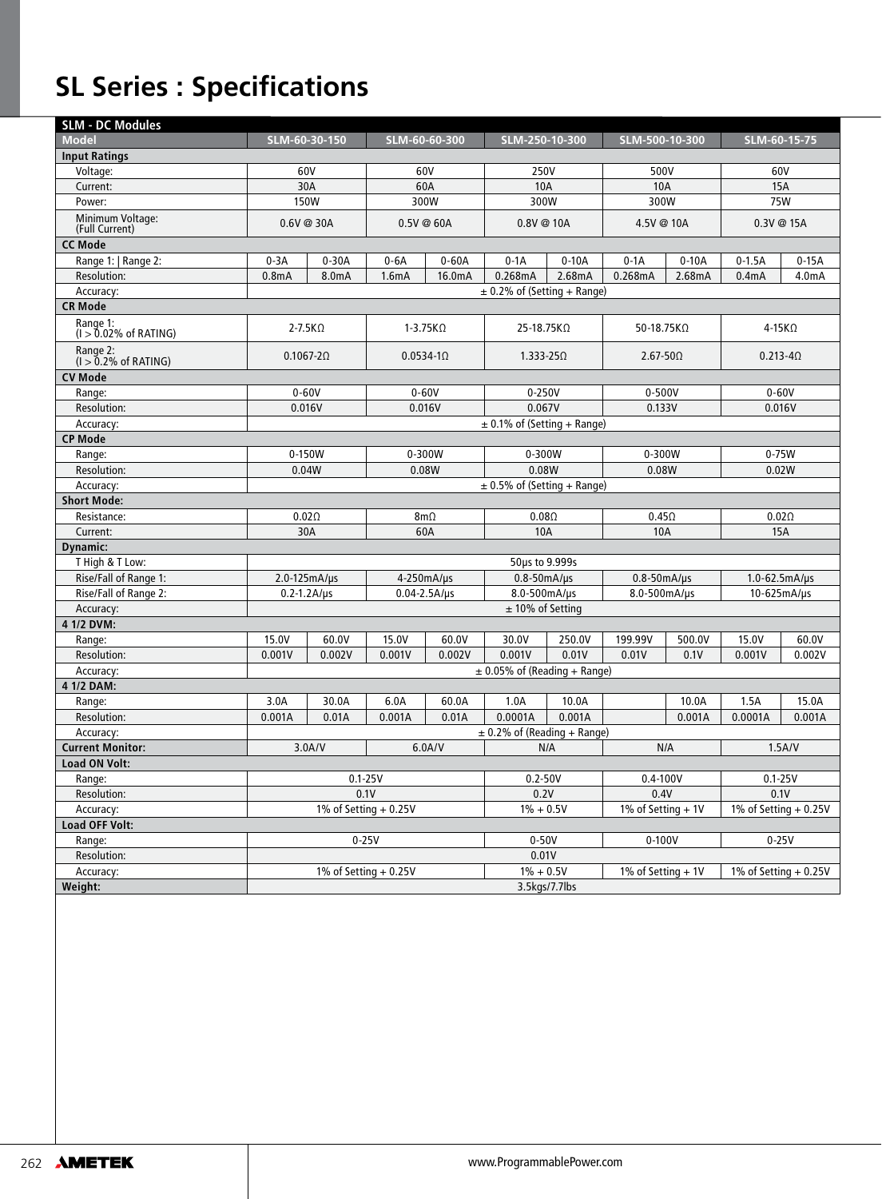# SL Series : Specifications

| SLM - DC Modules | | | | | | | | | | |
|---|---|---|---|---|---|---|---|---|---|---|
| **Model** | **SLM-60-30-150** | | **SLM-60-60-300** | | **SLM-250-10-300** | | **SLM-500-10-300** | | **SLM-60-15-75** | |
| **Input Ratings** | | | | | | | | | | |
| Voltage: | 60V | | 60V | | 250V | | 500V | | 60V | |
| Current: | 30A | | 60A | | 10A | | 10A | | 15A | |
| Power: | 150W | | 300W | | 300W | | 300W | | 75W | |
| Minimum Voltage: (Full Current) | 0.6V @ 30A | | 0.5V @ 60A | | 0.8V @ 10A | | 4.5V @ 10A | | 0.3V @ 15A | |
| **CC Mode** | | | | | | | | | | |
| Range 1: \| Range 2: | 0-3A | 0-30A | 0-6A | 0-60A | 0-1A | 0-10A | 0-1A | 0-10A | 0-1.5A | 0-15A |
| Resolution: | 0.8mA | 8.0mA | 1.6mA | 16.0mA | 0.268mA | 2.68mA | 0.268mA | 2.68mA | 0.4mA | 4.0mA |
| Accuracy: | ± 0.2% of (Setting + Range) | | | | | | | | | |
| **CR Mode** | | | | | | | | | | |
| Range 1: (I > 0.02% of RATING) | 2-7.5KΩ | | 1-3.75KΩ | | 25-18.75KΩ | | 50-18.75KΩ | | 4-15KΩ | |
| Range 2: (I > 0.2% of RATING) | 0.1067-2Ω | | 0.0534-1Ω | | 1.333-25Ω | | 2.67-50Ω | | 0.213-4Ω | |
| **CV Mode** | | | | | | | | | | |
| Range: | 0-60V | | 0-60V | | 0-250V | | 0-500V | | 0-60V | |
| Resolution: | 0.016V | | 0.016V | | 0.067V | | 0.133V | | 0.016V | |
| Accuracy: | ± 0.1% of (Setting + Range) | | | | | | | | | |
| **CP Mode** | | | | | | | | | | |
| Range: | 0-150W | | 0-300W | | 0-300W | | 0-300W | | 0-75W | |
| Resolution: | 0.04W | | 0.08W | | 0.08W | | 0.08W | | 0.02W | |
| Accuracy: | ± 0.5% of (Setting + Range) | | | | | | | | | |
| **Short Mode:** | | | | | | | | | | |
| Resistance: | 0.02Ω | | 8mΩ | | 0.08Ω | | 0.45Ω | | 0.02Ω | |
| Current: | 30A | | 60A | | 10A | | 10A | | 15A | |
| **Dynamic:** | | | | | | | | | | |
| T High & T Low: | 50µs to 9.999s | | | | | | | | | |
| Rise/Fall of Range 1: | 2.0-125mA/µs | | 4-250mA/µs | | 0.8-50mA/µs | | 0.8-50mA/µs | | 1.0-62.5mA/µs | |
| Rise/Fall of Range 2: | 0.2-1.2A/µs | | 0.04-2.5A/µs | | 8.0-500mA/µs | | 8.0-500mA/µs | | 10-625mA/µs | |
| Accuracy: | ± 10% of Setting | | | | | | | | | |
| **4 1/2 DVM:** | | | | | | | | | | |
| Range: | 15.0V | 60.0V | 15.0V | 60.0V | 30.0V | 250.0V | 199.99V | 500.0V | 15.0V | 60.0V |
| Resolution: | 0.001V | 0.002V | 0.001V | 0.002V | 0.001V | 0.01V | 0.01V | 0.1V | 0.001V | 0.002V |
| Accuracy: | ± 0.05% of (Reading + Range) | | | | | | | | | |
| **4 1/2 DAM:** | | | | | | | | | | |
| Range: | 3.0A | 30.0A | 6.0A | 60.0A | 1.0A | 10.0A | | 10.0A | 1.5A | 15.0A |
| Resolution: | 0.001A | 0.01A | 0.001A | 0.01A | 0.0001A | 0.001A | | 0.001A | 0.0001A | 0.001A |
| Accuracy: | ± 0.2% of (Reading + Range) | | | | | | | | | |
| **Current Monitor:** | 3.0A/V | | 6.0A/V | | N/A | | N/A | | 1.5A/V | |
| **Load ON Volt:** | | | | | | | | | | |
| Range: | 0.1-25V | | | | 0.2-50V | | 0.4-100V | | 0.1-25V | |
| Resolution: | 0.1V | | | | 0.2V | | 0.4V | | 0.1V | |
| Accuracy: | 1% of Setting + 0.25V | | | | 1% + 0.5V | | 1% of Setting + 1V | | 1% of Setting + 0.25V | |
| **Load OFF Volt:** | | | | | | | | | | |
| Range: | 0-25V | | | | 0-50V | | 0-100V | | 0-25V | |
| Resolution: | 0.01V | | | | | | | | | |
| Accuracy: | 1% of Setting + 0.25V | | | | 1% + 0.5V | | 1% of Setting + 1V | | 1% of Setting + 0.25V | |
| **Weight:** | 3.5kgs/7.7lbs | | | | | | | | | |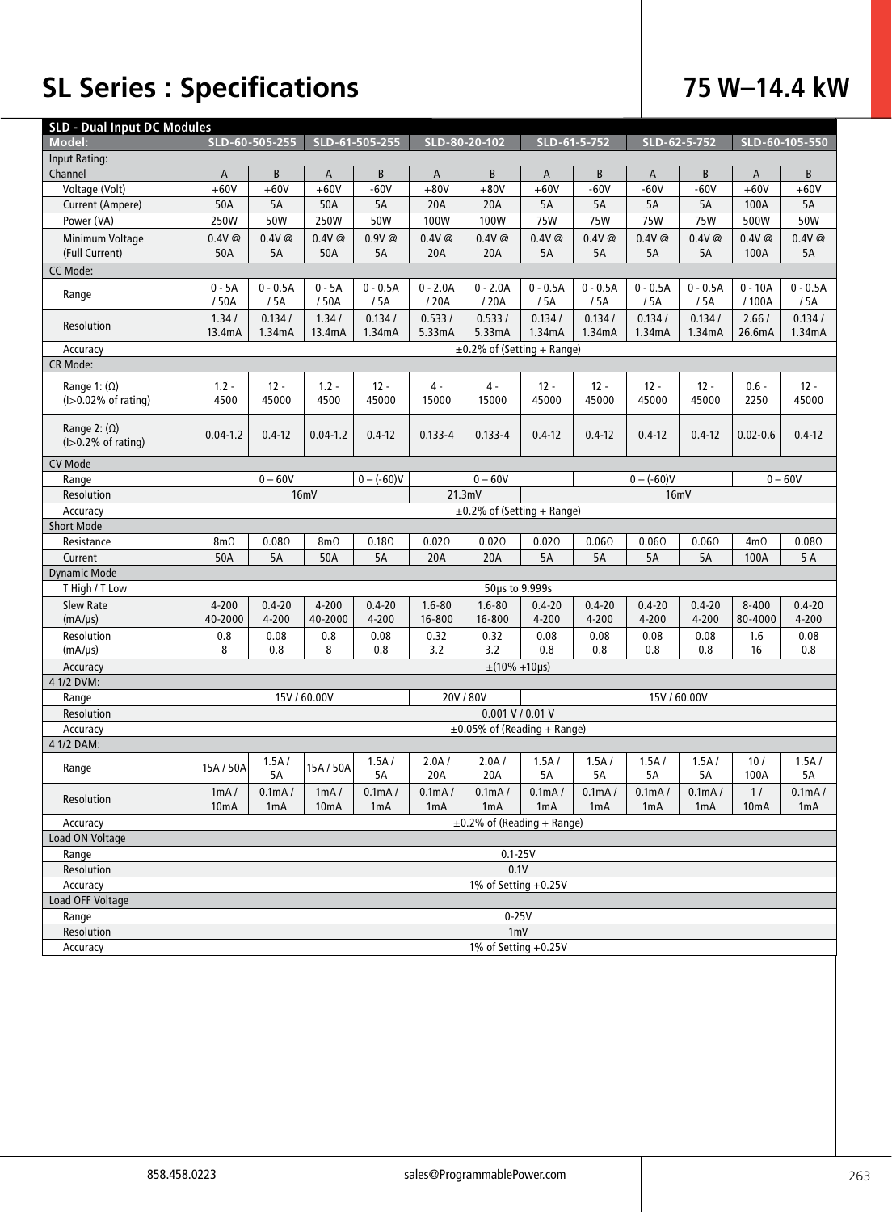# SL Series : Specifications

# 75 W–14.4 kW

| SLD - Dual Input DC Modules | | | | | | | | | | | | |
|---|---|---|---|---|---|---|---|---|---|---|---|---|
| **Model:** | **SLD-60-505-255** | | **SLD-61-505-255** | | **SLD-80-20-102** | | **SLD-61-5-752** | | **SLD-62-5-752** | | **SLD-60-105-550** | |
| Input Rating: | | | | | | | | | | | | |
| Channel | A | B | A | B | A | B | A | B | A | B | A | B |
| Voltage (Volt) | +60V | +60V | +60V | -60V | +80V | +80V | +60V | -60V | -60V | -60V | +60V | +60V |
| Current (Ampere) | 50A | 5A | 50A | 5A | 20A | 20A | 5A | 5A | 5A | 5A | 100A | 5A |
| Power (VA) | 250W | 50W | 250W | 50W | 100W | 100W | 75W | 75W | 75W | 75W | 500W | 50W |
| Minimum Voltage (Full Current) | 0.4V @ 50A | 0.4V @ 5A | 0.4V @ 50A | 0.9V @ 5A | 0.4V @ 20A | 0.4V @ 20A | 0.4V @ 5A | 0.4V @ 5A | 0.4V @ 5A | 0.4V @ 5A | 0.4V @ 100A | 0.4V @ 5A |
| CC Mode: | | | | | | | | | | | | |
| Range | 0 - 5A / 50A | 0 - 0.5A / 5A | 0 - 5A / 50A | 0 - 0.5A / 5A | 0 - 2.0A / 20A | 0 - 2.0A / 20A | 0 - 0.5A / 5A | 0 - 0.5A / 5A | 0 - 0.5A / 5A | 0 - 0.5A / 5A | 0 - 10A / 100A | 0 - 0.5A / 5A |
| Resolution | 1.34 / 13.4mA | 0.134 / 1.34mA | 1.34 / 13.4mA | 0.134 / 1.34mA | 0.533 / 5.33mA | 0.533 / 5.33mA | 0.134 / 1.34mA | 0.134 / 1.34mA | 0.134 / 1.34mA | 0.134 / 1.34mA | 2.66 / 26.6mA | 0.134 / 1.34mA |
| Accuracy | ±0.2% of (Setting + Range) | | | | | | | | | | | |
| CR Mode: | | | | | | | | | | | | |
| Range 1: (Ω) (I>0.02% of rating) | 1.2 - 4500 | 12 - 45000 | 1.2 - 4500 | 12 - 45000 | 4 - 15000 | 4 - 15000 | 12 - 45000 | 12 - 45000 | 12 - 45000 | 12 - 45000 | 0.6 - 2250 | 12 - 45000 |
| Range 2: (Ω) (I>0.2% of rating) | 0.04-1.2 | 0.4-12 | 0.04-1.2 | 0.4-12 | 0.133-4 | 0.133-4 | 0.4-12 | 0.4-12 | 0.4-12 | 0.4-12 | 0.02-0.6 | 0.4-12 |
| CV Mode | | | | | | | | | | | | |
| Range | 0 – 60V | | | 0 – (-60)V | 0 – 60V | | | 0 – (-60)V | | | 0 – 60V | |
| Resolution | 16mV | | | | 21.3mV | | 16mV | | | | | |
| Accuracy | ±0.2% of (Setting + Range) | | | | | | | | | | | |
| Short Mode | | | | | | | | | | | | |
| Resistance | 8mΩ | 0.08Ω | 8mΩ | 0.18Ω | 0.02Ω | 0.02Ω | 0.02Ω | 0.06Ω | 0.06Ω | 0.06Ω | 4mΩ | 0.08Ω |
| Current | 50A | 5A | 50A | 5A | 20A | 20A | 5A | 5A | 5A | 5A | 100A | 5 A |
| Dynamic Mode | | | | | | | | | | | | |
| T High / T Low | 50μs to 9.999s | | | | | | | | | | | |
| Slew Rate (mA/μs) | 4-200 40-2000 | 0.4-20 4-200 | 4-200 40-2000 | 0.4-20 4-200 | 1.6-80 16-800 | 1.6-80 16-800 | 0.4-20 4-200 | 0.4-20 4-200 | 0.4-20 4-200 | 0.4-20 4-200 | 8-400 80-4000 | 0.4-20 4-200 |
| Resolution (mA/μs) | 0.8 8 | 0.08 0.8 | 0.8 8 | 0.08 0.8 | 0.32 3.2 | 0.32 3.2 | 0.08 0.8 | 0.08 0.8 | 0.08 0.8 | 0.08 0.8 | 1.6 16 | 0.08 0.8 |
| Accuracy | ±(10% +10μs) | | | | | | | | | | | |
| 4 1/2 DVM: | | | | | | | | | | | | |
| Range | 15V / 60.00V | | | | 20V / 80V | | 15V / 60.00V | | | | | |
| Resolution | 0.001 V / 0.01 V | | | | | | | | | | | |
| Accuracy | ±0.05% of (Reading + Range) | | | | | | | | | | | |
| 4 1/2 DAM: | | | | | | | | | | | | |
| Range | 15A / 50A | 1.5A / 5A | 15A / 50A | 1.5A / 5A | 2.0A / 20A | 2.0A / 20A | 1.5A / 5A | 1.5A / 5A | 1.5A / 5A | 1.5A / 5A | 10 / 100A | 1.5A / 5A |
| Resolution | 1mA / 10mA | 0.1mA / 1mA | 1mA / 10mA | 0.1mA / 1mA | 0.1mA / 1mA | 0.1mA / 1mA | 0.1mA / 1mA | 0.1mA / 1mA | 0.1mA / 1mA | 0.1mA / 1mA | 1 / 10mA | 0.1mA / 1mA |
| Accuracy | ±0.2% of (Reading + Range) | | | | | | | | | | | |
| Load ON Voltage | | | | | | | | | | | | |
| Range | 0.1-25V | | | | | | | | | | | |
| Resolution | 0.1V | | | | | | | | | | | |
| Accuracy | 1% of Setting +0.25V | | | | | | | | | | | |
| Load OFF Voltage | | | | | | | | | | | | |
| Range | 0-25V | | | | | | | | | | | |
| Resolution | 1mV | | | | | | | | | | | |
| Accuracy | 1% of Setting +0.25V | | | | | | | | | | | |

858.458.0223 sales@ProgrammablePower.com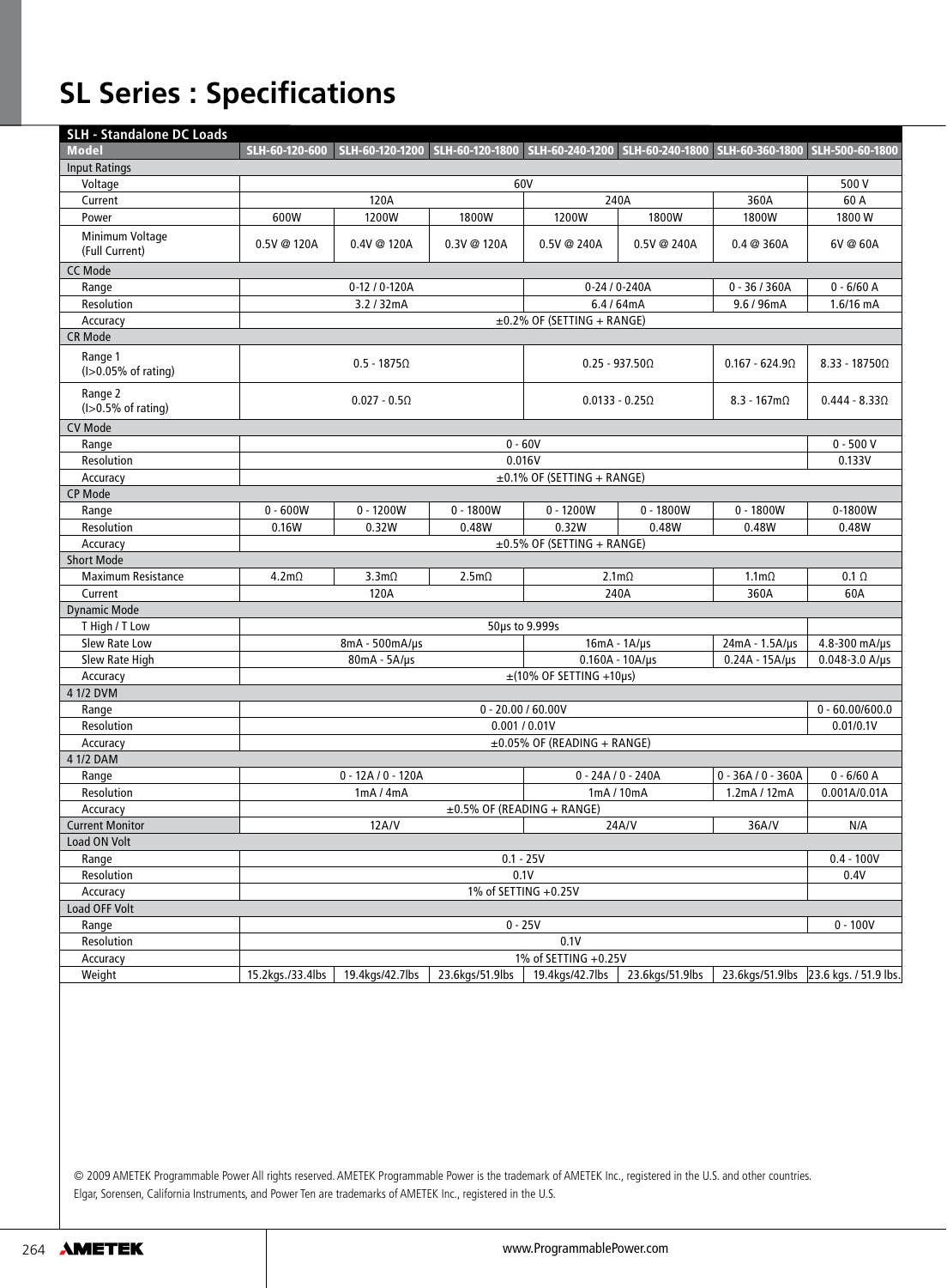# SL Series : Specifications

| SLH - Standalone DC Loads | | | | | | | |
|---|---|---|---|---|---|---|---|
| **Model** | **SLH-60-120-600** | **SLH-60-120-1200** | **SLH-60-120-1800** | **SLH-60-240-1200** | **SLH-60-240-1800** | **SLH-60-360-1800** | **SLH-500-60-1800** |
| Input Ratings | | | | | | | |
| Voltage | 60V | | | | | | 500 V |
| Current | 120A | | | 240A | | 360A | 60 A |
| Power | 600W | 1200W | 1800W | 1200W | 1800W | 1800W | 1800 W |
| Minimum Voltage (Full Current) | 0.5V @ 120A | 0.4V @ 120A | 0.3V @ 120A | 0.5V @ 240A | 0.5V @ 240A | 0.4 @ 360A | 6V @ 60A |
| CC Mode | | | | | | | |
| Range | 0-12 / 0-120A | | | 0-24 / 0-240A | | 0 - 36 / 360A | 0 - 6/60 A |
| Resolution | 3.2 / 32mA | | | 6.4 / 64mA | | 9.6 / 96mA | 1.6/16 mA |
| Accuracy | ±0.2% OF (SETTING + RANGE) | | | | | | |
| CR Mode | | | | | | | |
| Range 1 (I>0.05% of rating) | 0.5 - 1875Ω | | | 0.25 - 937.50Ω | | 0.167 - 624.9Ω | 8.33 - 18750Ω |
| Range 2 (I>0.5% of rating) | 0.027 - 0.5Ω | | | 0.0133 - 0.25Ω | | 8.3 - 167mΩ | 0.444 - 8.33Ω |
| CV Mode | | | | | | | |
| Range | 0 - 60V | | | | | | 0 - 500 V |
| Resolution | 0.016V | | | | | | 0.133V |
| Accuracy | ±0.1% OF (SETTING + RANGE) | | | | | | |
| CP Mode | | | | | | | |
| Range | 0 - 600W | 0 - 1200W | 0 - 1800W | 0 - 1200W | 0 - 1800W | 0 - 1800W | 0-1800W |
| Resolution | 0.16W | 0.32W | 0.48W | 0.32W | 0.48W | 0.48W | 0.48W |
| Accuracy | ±0.5% OF (SETTING + RANGE) | | | | | | |
| Short Mode | | | | | | | |
| Maximum Resistance | 4.2mΩ | 3.3mΩ | 2.5mΩ | 2.1mΩ | | 1.1mΩ | 0.1 Ω |
| Current | 120A | | | 240A | | 360A | 60A |
| Dynamic Mode | | | | | | | |
| T High / T Low | 50μs to 9.999s | | | | | | |
| Slew Rate Low | 8mA - 500mA/μs | | | 16mA - 1A/μs | | 24mA - 1.5A/μs | 4.8-300 mA/μs |
| Slew Rate High | 80mA - 5A/μs | | | 0.160A - 10A/μs | | 0.24A - 15A/μs | 0.048-3.0 A/μs |
| Accuracy | ±(10% OF SETTING +10μs) | | | | | | |
| 4 1/2 DVM | | | | | | | |
| Range | 0 - 20.00 / 60.00V | | | | | | 0 - 60.00/600.0 |
| Resolution | 0.001 / 0.01V | | | | | | 0.01/0.1V |
| Accuracy | ±0.05% OF (READING + RANGE) | | | | | | |
| 4 1/2 DAM | | | | | | | |
| Range | 0 - 12A / 0 - 120A | | | 0 - 24A / 0 - 240A | | 0 - 36A / 0 - 360A | 0 - 6/60 A |
| Resolution | 1mA / 4mA | | | 1mA / 10mA | | 1.2mA / 12mA | 0.001A/0.01A |
| Accuracy | ±0.5% OF (READING + RANGE) | | | | | | |
| Current Monitor | 12A/V | | | 24A/V | | 36A/V | N/A |
| Load ON Volt | | | | | | | |
| Range | 0.1 - 25V | | | | | | 0.4 - 100V |
| Resolution | 0.1V | | | | | | 0.4V |
| Accuracy | 1% of SETTING +0.25V | | | | | | |
| Load OFF Volt | | | | | | | |
| Range | 0 - 25V | | | | | | 0 - 100V |
| Resolution | 0.1V | | | | | | |
| Accuracy | 1% of SETTING +0.25V | | | | | | |
| Weight | 15.2kgs./33.4lbs | 19.4kgs/42.7lbs | 23.6kgs/51.9lbs | 19.4kgs/42.7lbs | 23.6kgs/51.9lbs | 23.6kgs/51.9lbs | 23.6 kgs. / 51.9 lbs. |

© 2009 AMETEK Programmable Power All rights reserved. AMETEK Programmable Power is the trademark of AMETEK Inc., registered in the U.S. and other countries. Elgar, Sorensen, California Instruments, and Power Ten are trademarks of AMETEK Inc., registered in the U.S.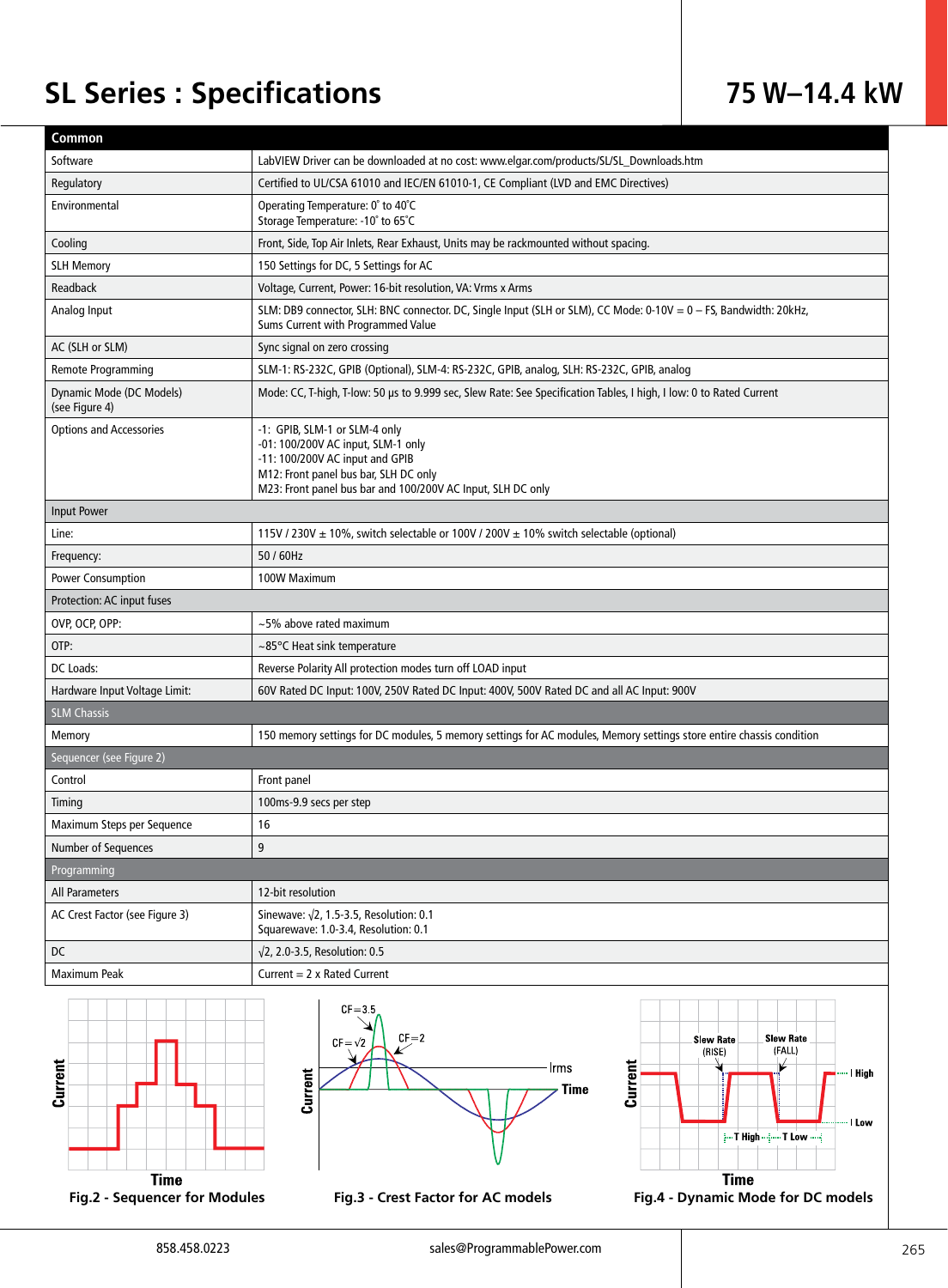# SL Series : Specifications

## 75 W–14.4 kW

| Common | |
|---|---|
| Software | LabVIEW Driver can be downloaded at no cost: www.elgar.com/products/SL/SL_Downloads.htm |
| Regulatory | Certified to UL/CSA 61010 and IEC/EN 61010-1, CE Compliant (LVD and EMC Directives) |
| Environmental | Operating Temperature: 0˚ to 40˚C<br>Storage Temperature: -10˚ to 65˚C |
| Cooling | Front, Side, Top Air Inlets, Rear Exhaust, Units may be rackmounted without spacing. |
| SLH Memory | 150 Settings for DC, 5 Settings for AC |
| Readback | Voltage, Current, Power: 16-bit resolution, VA: Vrms x Arms |
| Analog Input | SLM: DB9 connector, SLH: BNC connector. DC, Single Input (SLH or SLM), CC Mode: 0-10V = 0 – FS, Bandwidth: 20kHz, Sums Current with Programmed Value |
| AC (SLH or SLM) | Sync signal on zero crossing |
| Remote Programming | SLM-1: RS-232C, GPIB (Optional), SLM-4: RS-232C, GPIB, analog, SLH: RS-232C, GPIB, analog |
| Dynamic Mode (DC Models) (see Figure 4) | Mode: CC, T-high, T-low: 50 µs to 9.999 sec, Slew Rate: See Specification Tables, I high, I low: 0 to Rated Current |
| Options and Accessories | -1: GPIB, SLM-1 or SLM-4 only<br>-01: 100/200V AC input, SLM-1 only<br>-11: 100/200V AC input and GPIB<br>M12: Front panel bus bar, SLH DC only<br>M23: Front panel bus bar and 100/200V AC Input, SLH DC only |
| **Input Power** | |
| Line: | 115V / 230V ± 10%, switch selectable or 100V / 200V ± 10% switch selectable (optional) |
| Frequency: | 50 / 60Hz |
| Power Consumption | 100W Maximum |
| **Protection: AC input fuses** | |
| OVP, OCP, OPP: | ~5% above rated maximum |
| OTP: | ~85°C Heat sink temperature |
| DC Loads: | Reverse Polarity All protection modes turn off LOAD input |
| Hardware Input Voltage Limit: | 60V Rated DC Input: 100V, 250V Rated DC Input: 400V, 500V Rated DC and all AC Input: 900V |
| **SLM Chassis** | |
| Memory | 150 memory settings for DC modules, 5 memory settings for AC modules, Memory settings store entire chassis condition |
| **Sequencer (see Figure 2)** | |
| Control | Front panel |
| Timing | 100ms-9.9 secs per step |
| Maximum Steps per Sequence | 16 |
| Number of Sequences | 9 |
| **Programming** | |
| All Parameters | 12-bit resolution |
| AC Crest Factor (see Figure 3) | Sinewave: √2, 1.5-3.5, Resolution: 0.1<br>Squarewave: 1.0-3.4, Resolution: 0.1 |
| DC | √2, 2.0-3.5, Resolution: 0.5 |
| Maximum Peak | Current = 2 x Rated Current |

**Fig.2 - Sequencer for Modules**

**Fig.3 - Crest Factor for AC models**

**Fig.4 - Dynamic Mode for DC models**

858.458.0223 sales@ProgrammablePower.com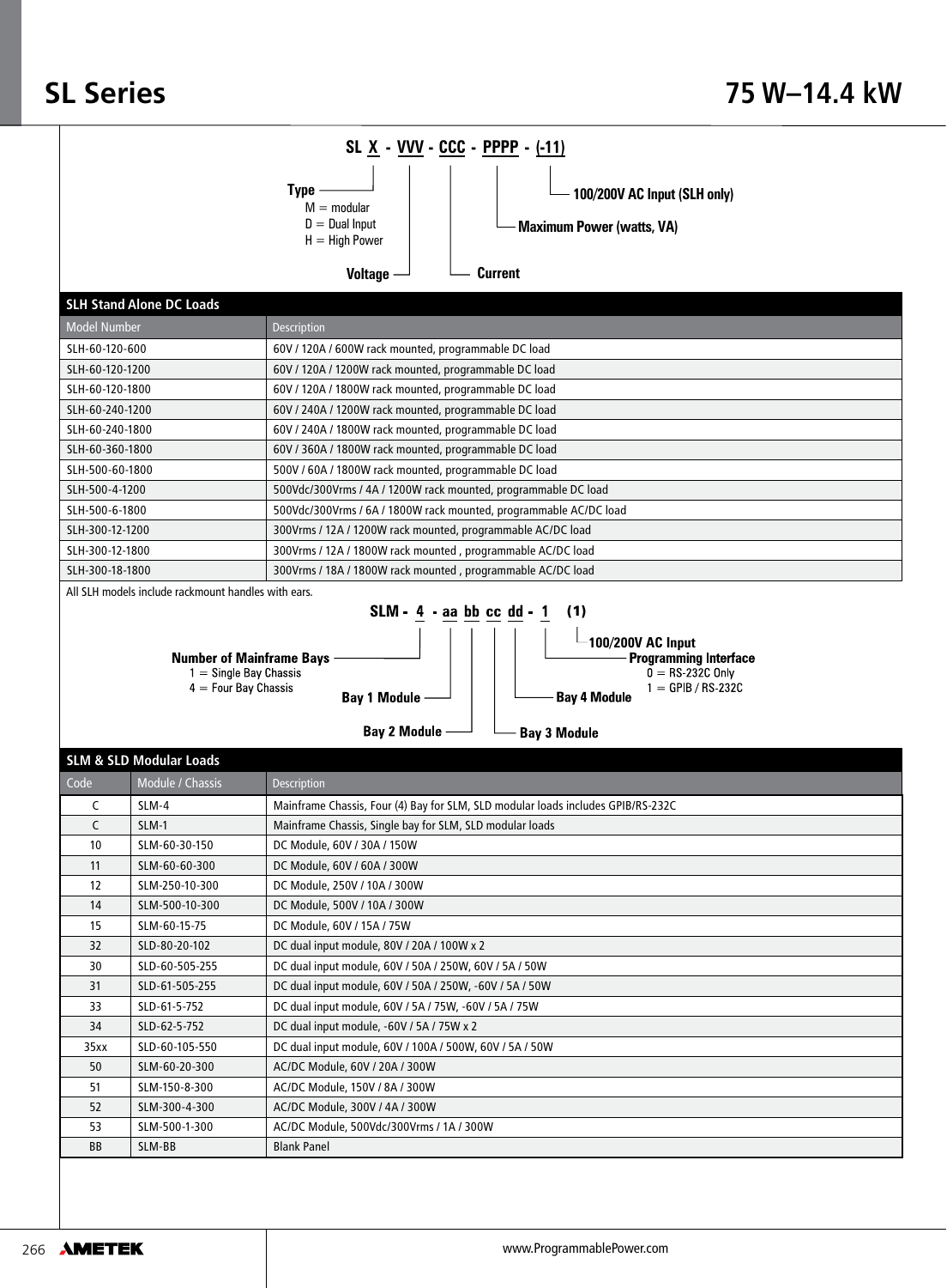# SL Series

# 75 W–14.4 kW

**SL X - VVV - CCC - PPPP - (-11)**

- **Type**
  - M = modular
  - D = Dual Input
  - H = High Power
- **Voltage**
- **Current**
- **Maximum Power (watts, VA)**
- **100/200V AC Input (SLH only)**

## SLH Stand Alone DC Loads

| Model Number | Description |
|---|---|
| SLH-60-120-600 | 60V / 120A / 600W rack mounted, programmable DC load |
| SLH-60-120-1200 | 60V / 120A / 1200W rack mounted, programmable DC load |
| SLH-60-120-1800 | 60V / 120A / 1800W rack mounted, programmable DC load |
| SLH-60-240-1200 | 60V / 240A / 1200W rack mounted, programmable DC load |
| SLH-60-240-1800 | 60V / 240A / 1800W rack mounted, programmable DC load |
| SLH-60-360-1800 | 60V / 360A / 1800W rack mounted, programmable DC load |
| SLH-500-60-1800 | 500V / 60A / 1800W rack mounted, programmable DC load |
| SLH-500-4-1200 | 500Vdc/300Vrms / 4A / 1200W rack mounted, programmable DC load |
| SLH-500-6-1800 | 500Vdc/300Vrms / 6A / 1800W rack mounted, programmable AC/DC load |
| SLH-300-12-1200 | 300Vrms / 12A / 1200W rack mounted, programmable AC/DC load |
| SLH-300-12-1800 | 300Vrms / 12A / 1800W rack mounted , programmable AC/DC load |
| SLH-300-18-1800 | 300Vrms / 18A / 1800W rack mounted , programmable AC/DC load |

All SLH models include rackmount handles with ears.

**SLM - 4 - aa bb cc dd - 1 (1)**

- **Number of Mainframe Bays**
  - 1 = Single Bay Chassis
  - 4 = Four Bay Chassis
- **Bay 1 Module**
- **Bay 2 Module**
- **Bay 3 Module**
- **Bay 4 Module**
- **Programming Interface**
  - 0 = RS-232C Only
  - 1 = GPIB / RS-232C
- **100/200V AC Input**

## SLM & SLD Modular Loads

| Code | Module / Chassis | Description |
|---|---|---|
| C | SLM-4 | Mainframe Chassis, Four (4) Bay for SLM, SLD modular loads includes GPIB/RS-232C |
| C | SLM-1 | Mainframe Chassis, Single bay for SLM, SLD modular loads |
| 10 | SLM-60-30-150 | DC Module, 60V / 30A / 150W |
| 11 | SLM-60-60-300 | DC Module, 60V / 60A / 300W |
| 12 | SLM-250-10-300 | DC Module, 250V / 10A / 300W |
| 14 | SLM-500-10-300 | DC Module, 500V / 10A / 300W |
| 15 | SLM-60-15-75 | DC Module, 60V / 15A / 75W |
| 32 | SLD-80-20-102 | DC dual input module, 80V / 20A / 100W x 2 |
| 30 | SLD-60-505-255 | DC dual input module, 60V / 50A / 250W, 60V / 5A / 50W |
| 31 | SLD-61-505-255 | DC dual input module, 60V / 50A / 250W, -60V / 5A / 50W |
| 33 | SLD-61-5-752 | DC dual input module, 60V / 5A / 75W, -60V / 5A / 75W |
| 34 | SLD-62-5-752 | DC dual input module, -60V / 5A / 75W x 2 |
| 35xx | SLD-60-105-550 | DC dual input module, 60V / 100A / 500W, 60V / 5A / 50W |
| 50 | SLM-60-20-300 | AC/DC Module, 60V / 20A / 300W |
| 51 | SLM-150-8-300 | AC/DC Module, 150V / 8A / 300W |
| 52 | SLM-300-4-300 | AC/DC Module, 300V / 4A / 300W |
| 53 | SLM-500-1-300 | AC/DC Module, 500Vdc/300Vrms / 1A / 300W |
| BB | SLM-BB | Blank Panel |